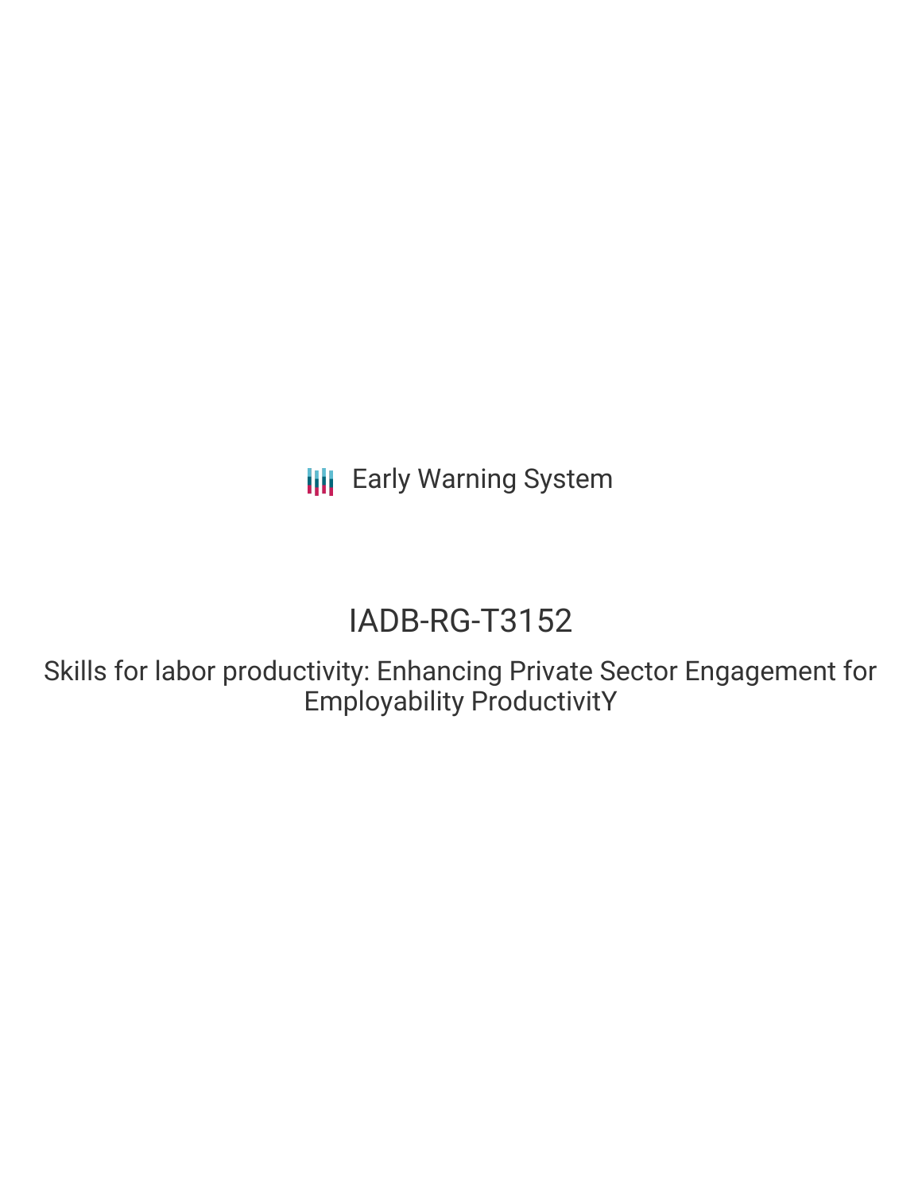Early Warning System

# IADB-RG-T3152

## Skills for labor productivity: Enhancing Private Sector Engagement for Employability ProductivitY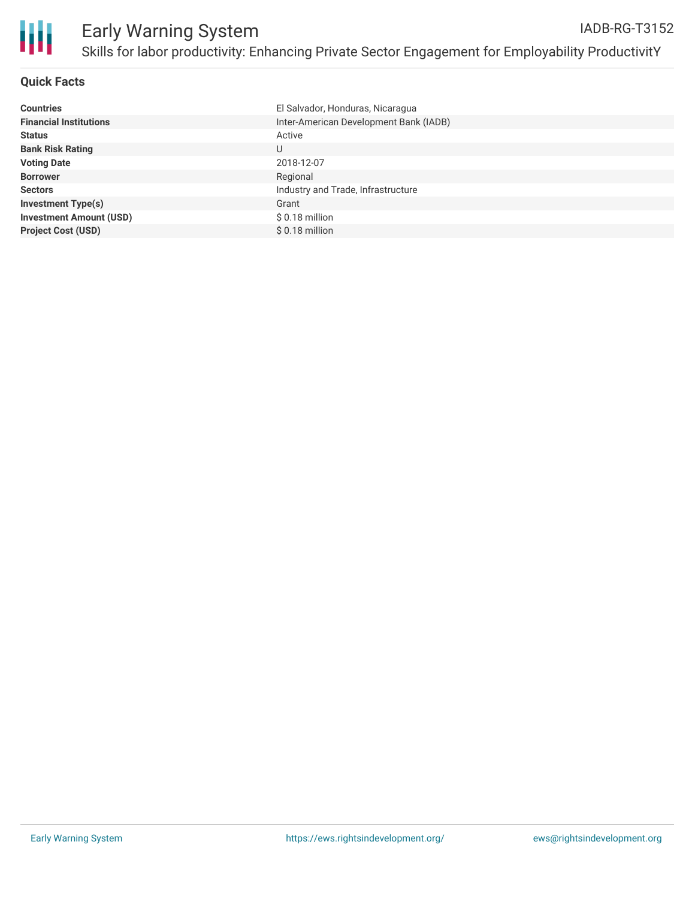# Early Warning System

IADB-RG-T3152

Skills for labor productivity: Enhancing Private Sector Engagement for Employability ProductivitY

## Quick Facts

| | |
|---|---|
| **Countries** | El Salvador, Honduras, Nicaragua |
| **Financial Institutions** | Inter-American Development Bank (IADB) |
| **Status** | Active |
| **Bank Risk Rating** | U |
| **Voting Date** | 2018-12-07 |
| **Borrower** | Regional |
| **Sectors** | Industry and Trade, Infrastructure |
| **Investment Type(s)** | Grant |
| **Investment Amount (USD)** | $ 0.18 million |
| **Project Cost (USD)** | $ 0.18 million |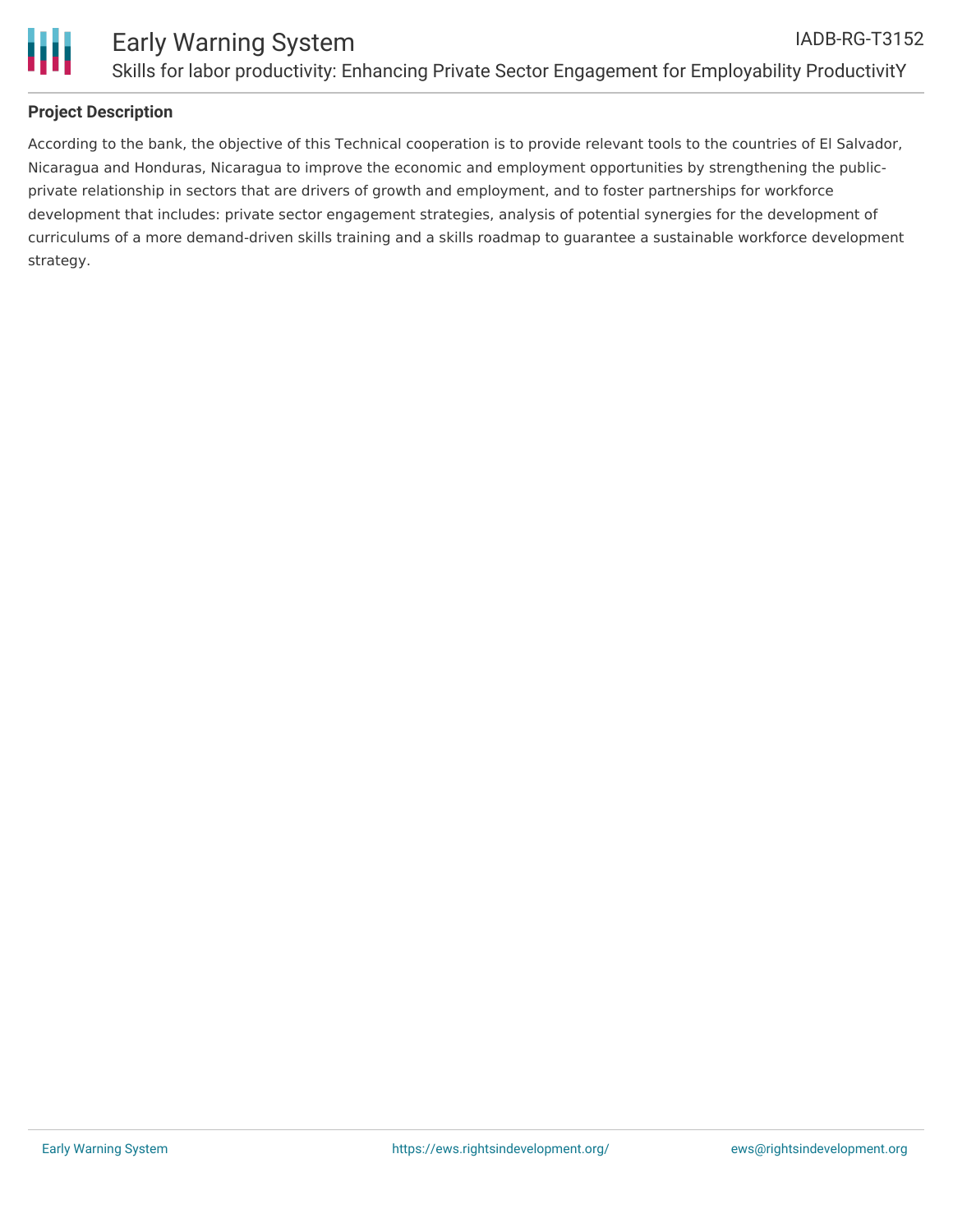## Project Description

According to the bank, the objective of this Technical cooperation is to provide relevant tools to the countries of El Salvador, Nicaragua and Honduras, Nicaragua to improve the economic and employment opportunities by strengthening the public-private relationship in sectors that are drivers of growth and employment, and to foster partnerships for workforce development that includes: private sector engagement strategies, analysis of potential synergies for the development of curriculums of a more demand-driven skills training and a skills roadmap to guarantee a sustainable workforce development strategy.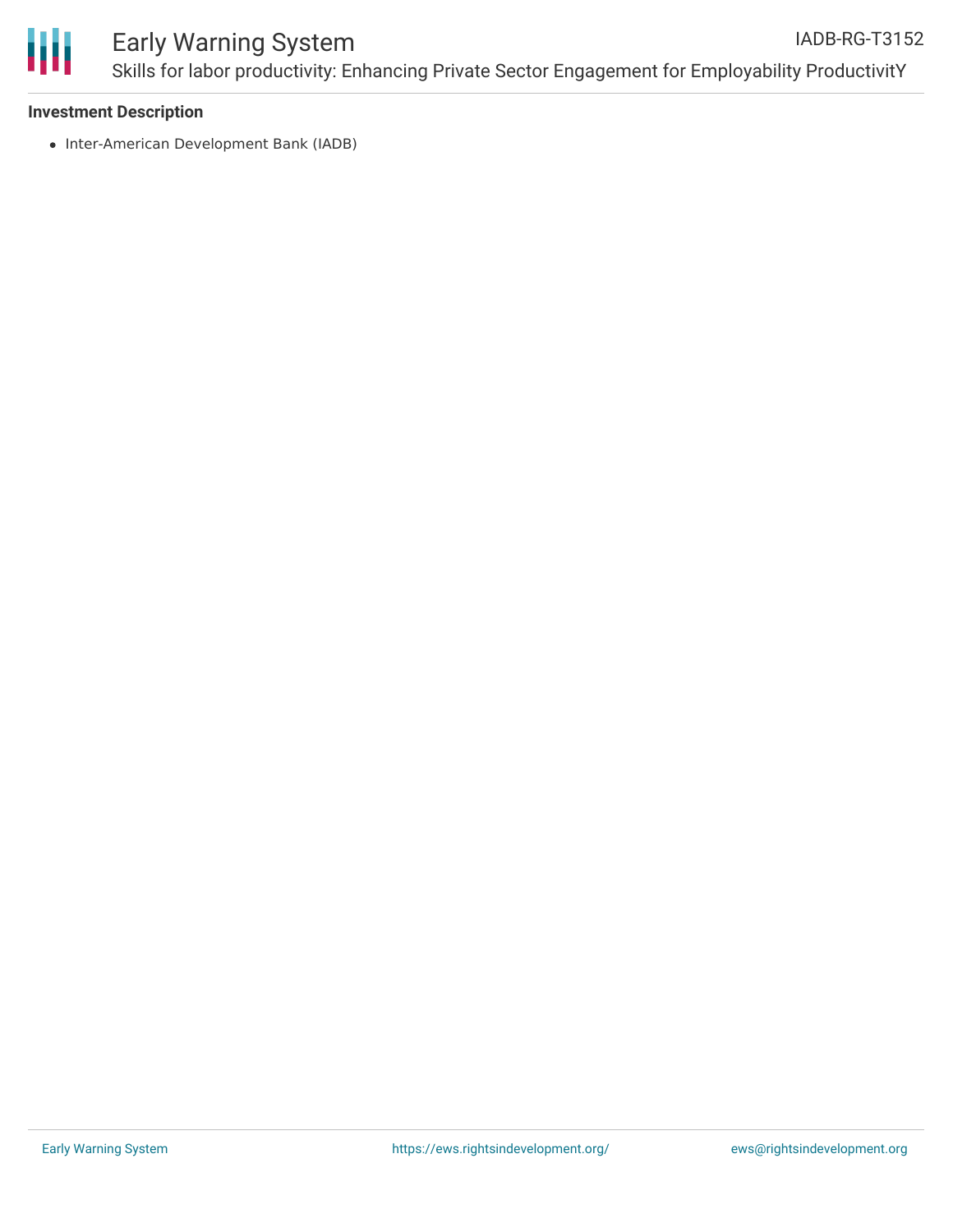#### Investment Description

- Inter-American Development Bank (IADB)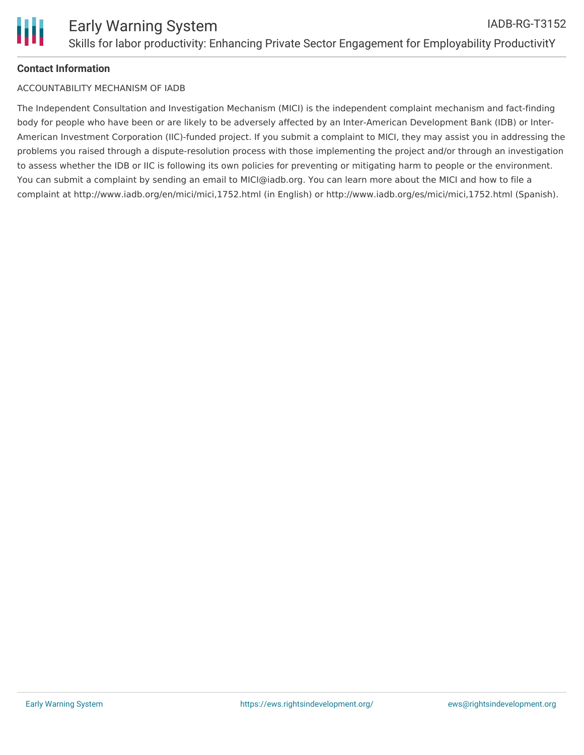**Contact Information**

ACCOUNTABILITY MECHANISM OF IADB

The Independent Consultation and Investigation Mechanism (MICI) is the independent complaint mechanism and fact-finding body for people who have been or are likely to be adversely affected by an Inter-American Development Bank (IDB) or Inter-American Investment Corporation (IIC)-funded project. If you submit a complaint to MICI, they may assist you in addressing the problems you raised through a dispute-resolution process with those implementing the project and/or through an investigation to assess whether the IDB or IIC is following its own policies for preventing or mitigating harm to people or the environment. You can submit a complaint by sending an email to MICI@iadb.org. You can learn more about the MICI and how to file a complaint at http://www.iadb.org/en/mici/mici,1752.html (in English) or http://www.iadb.org/es/mici/mici,1752.html (Spanish).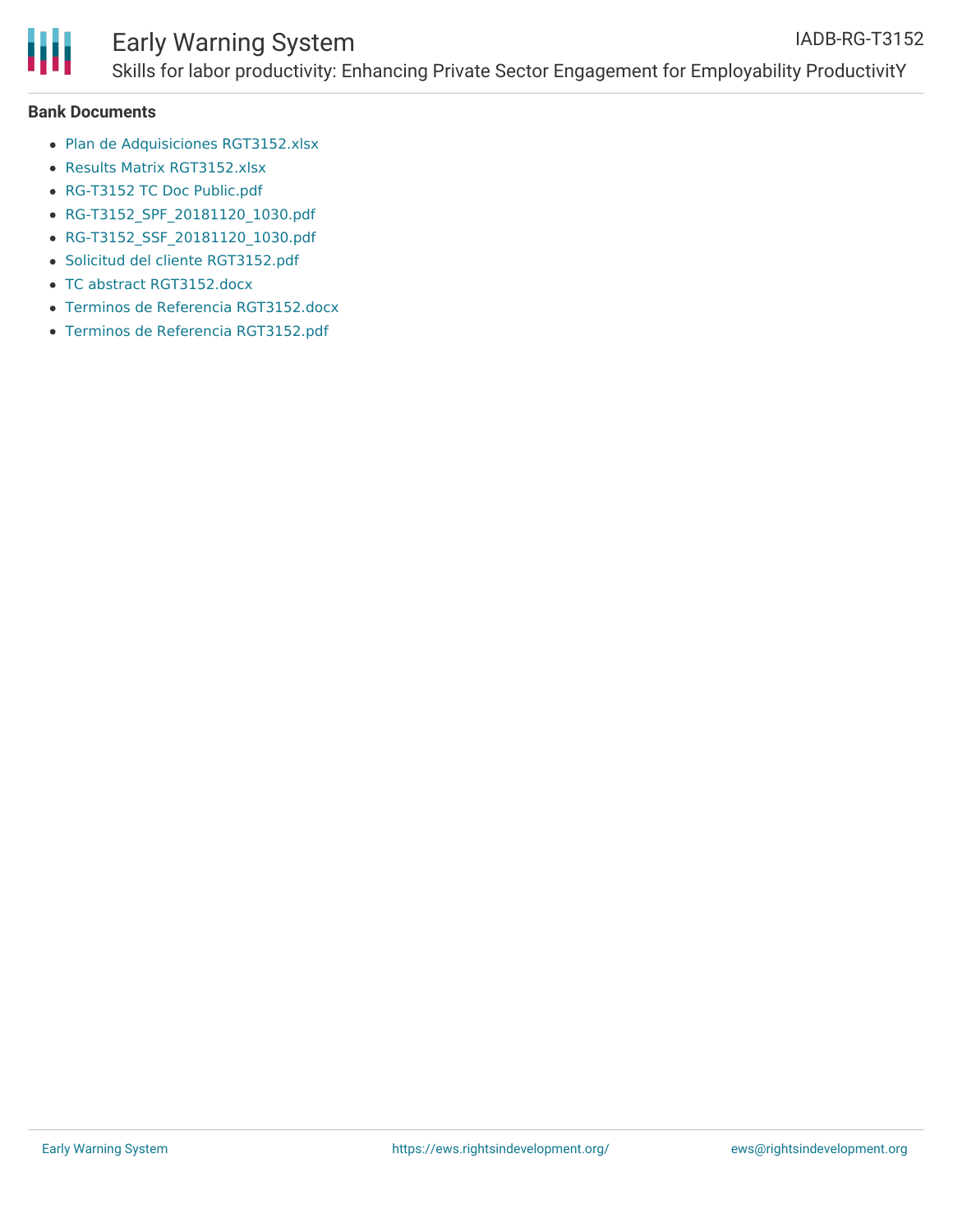**Bank Documents**

- Plan de Adquisiciones RGT3152.xlsx
- Results Matrix RGT3152.xlsx
- RG-T3152 TC Doc Public.pdf
- RG-T3152_SPF_20181120_1030.pdf
- RG-T3152_SSF_20181120_1030.pdf
- Solicitud del cliente RGT3152.pdf
- TC abstract RGT3152.docx
- Terminos de Referencia RGT3152.docx
- Terminos de Referencia RGT3152.pdf